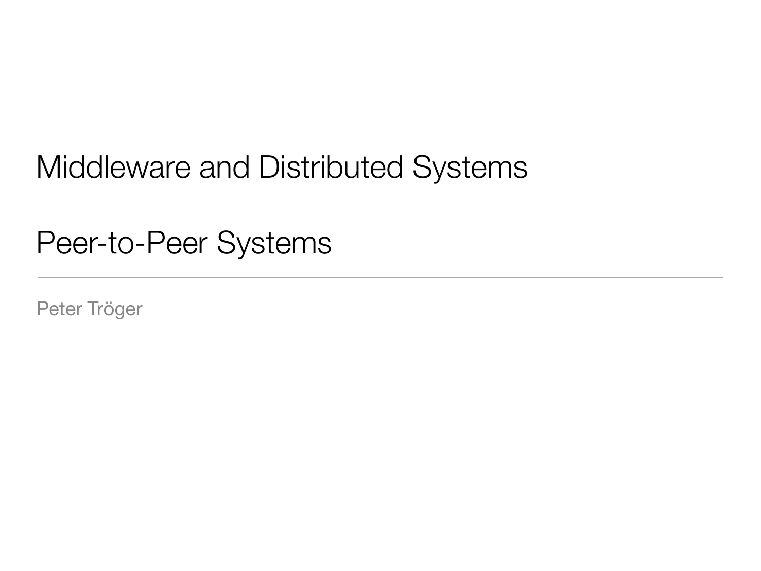# Middleware and Distributed Systems

## Peer-to-Peer Systems

---

Peter Tröger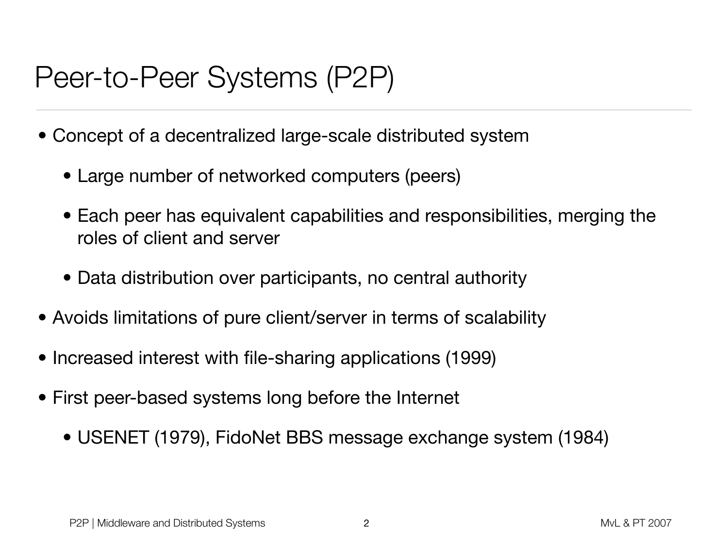# Peer-to-Peer Systems (P2P)

- Concept of a decentralized large-scale distributed system
  - Large number of networked computers (peers)
  - Each peer has equivalent capabilities and responsibilities, merging the roles of client and server
  - Data distribution over participants, no central authority
- Avoids limitations of pure client/server in terms of scalability
- Increased interest with file-sharing applications (1999)
- First peer-based systems long before the Internet
  - USENET (1979), FidoNet BBS message exchange system (1984)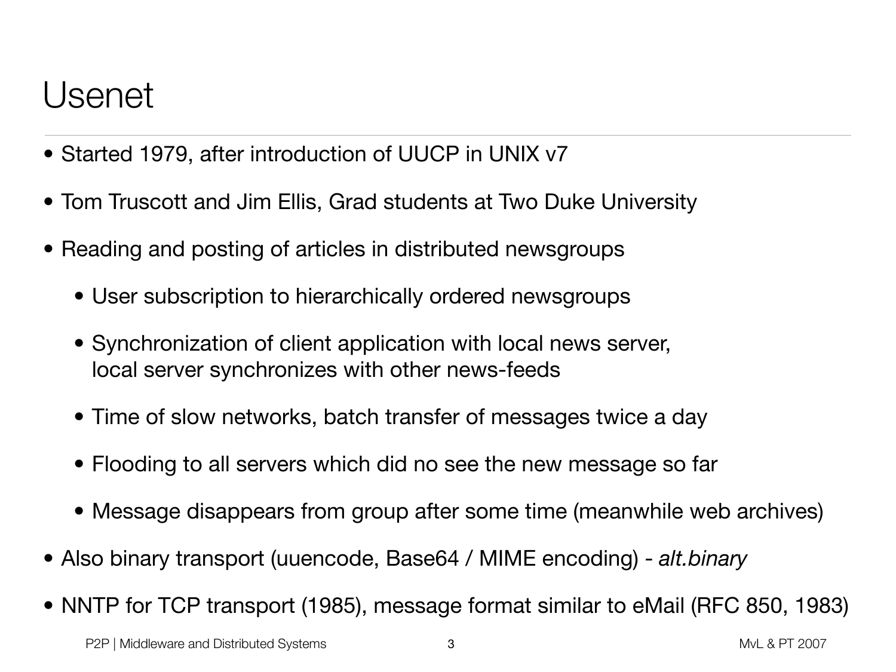# Usenet

- Started 1979, after introduction of UUCP in UNIX v7
- Tom Truscott and Jim Ellis, Grad students at Two Duke University
- Reading and posting of articles in distributed newsgroups
  - User subscription to hierarchically ordered newsgroups
  - Synchronization of client application with local news server, local server synchronizes with other news-feeds
  - Time of slow networks, batch transfer of messages twice a day
  - Flooding to all servers which did no see the new message so far
  - Message disappears from group after some time (meanwhile web archives)
- Also binary transport (uuencode, Base64 / MIME encoding) - *alt.binary*
- NNTP for TCP transport (1985), message format similar to eMail (RFC 850, 1983)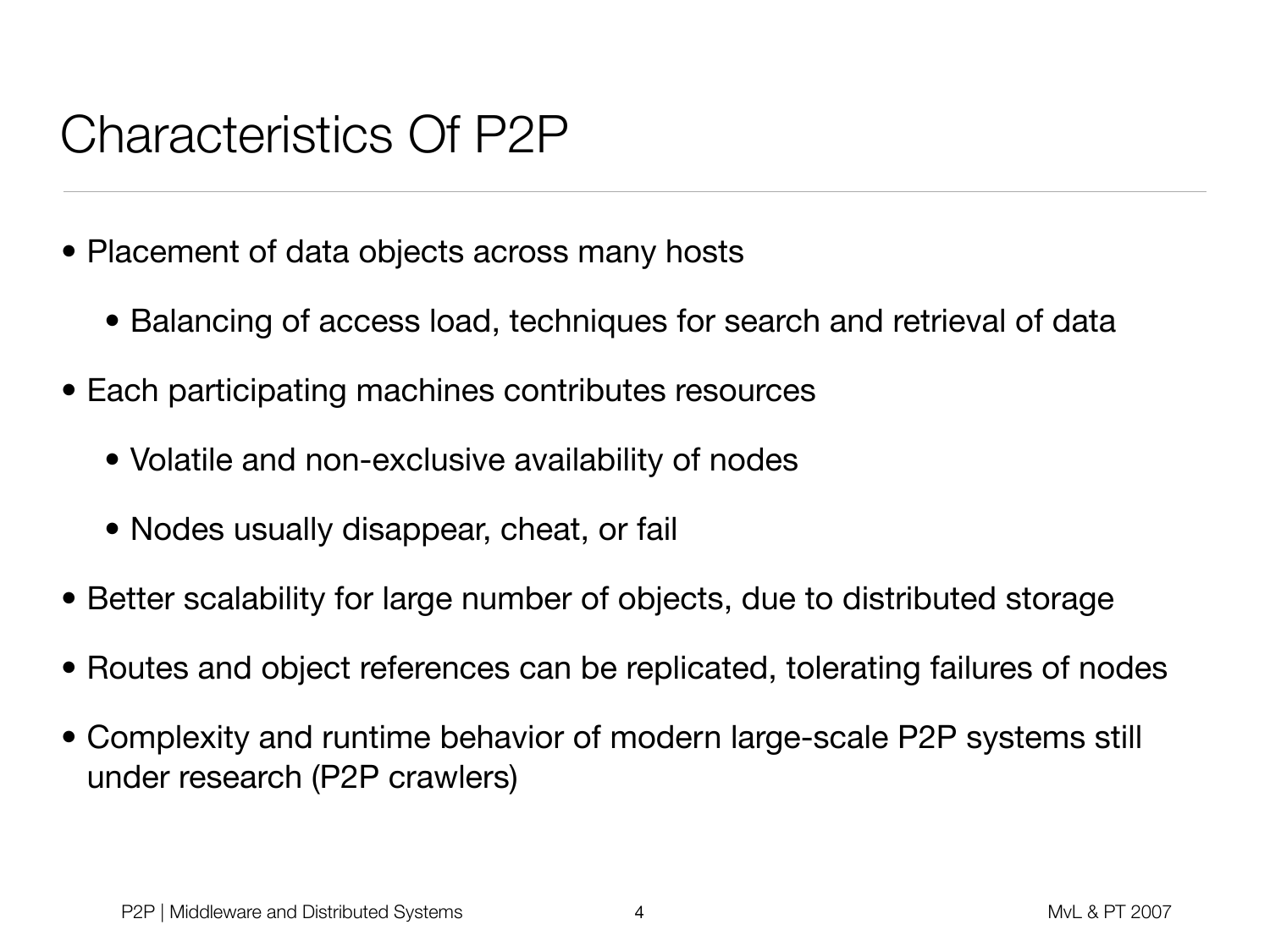# Characteristics Of P2P

- Placement of data objects across many hosts
  - Balancing of access load, techniques for search and retrieval of data
- Each participating machines contributes resources
  - Volatile and non-exclusive availability of nodes
  - Nodes usually disappear, cheat, or fail
- Better scalability for large number of objects, due to distributed storage
- Routes and object references can be replicated, tolerating failures of nodes
- Complexity and runtime behavior of modern large-scale P2P systems still under research (P2P crawlers)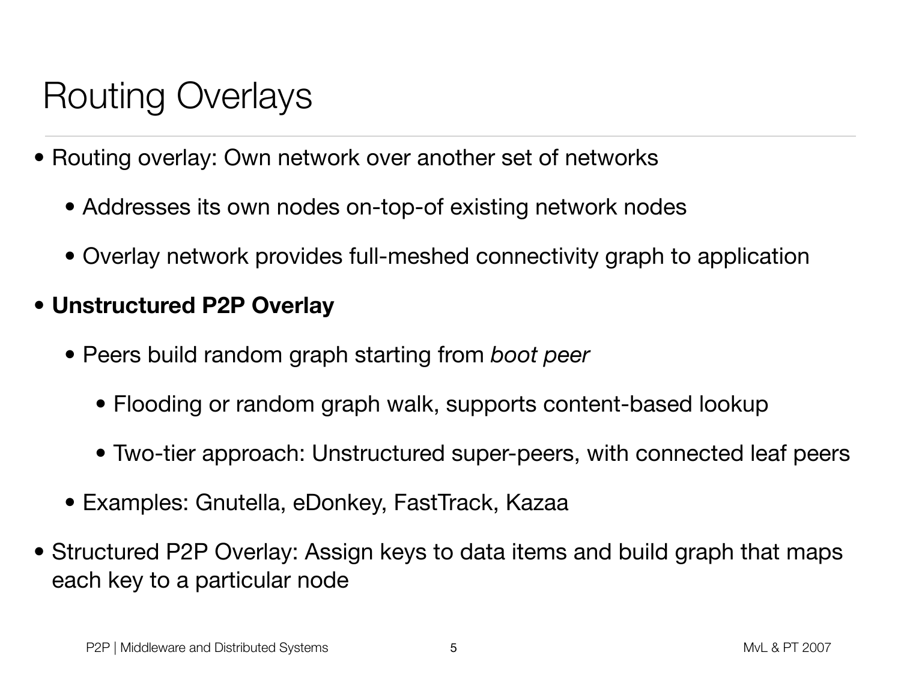# Routing Overlays

- Routing overlay: Own network over another set of networks
  - Addresses its own nodes on-top-of existing network nodes
  - Overlay network provides full-meshed connectivity graph to application
- **Unstructured P2P Overlay**
  - Peers build random graph starting from *boot peer*
    - Flooding or random graph walk, supports content-based lookup
    - Two-tier approach: Unstructured super-peers, with connected leaf peers
  - Examples: Gnutella, eDonkey, FastTrack, Kazaa
- Structured P2P Overlay: Assign keys to data items and build graph that maps each key to a particular node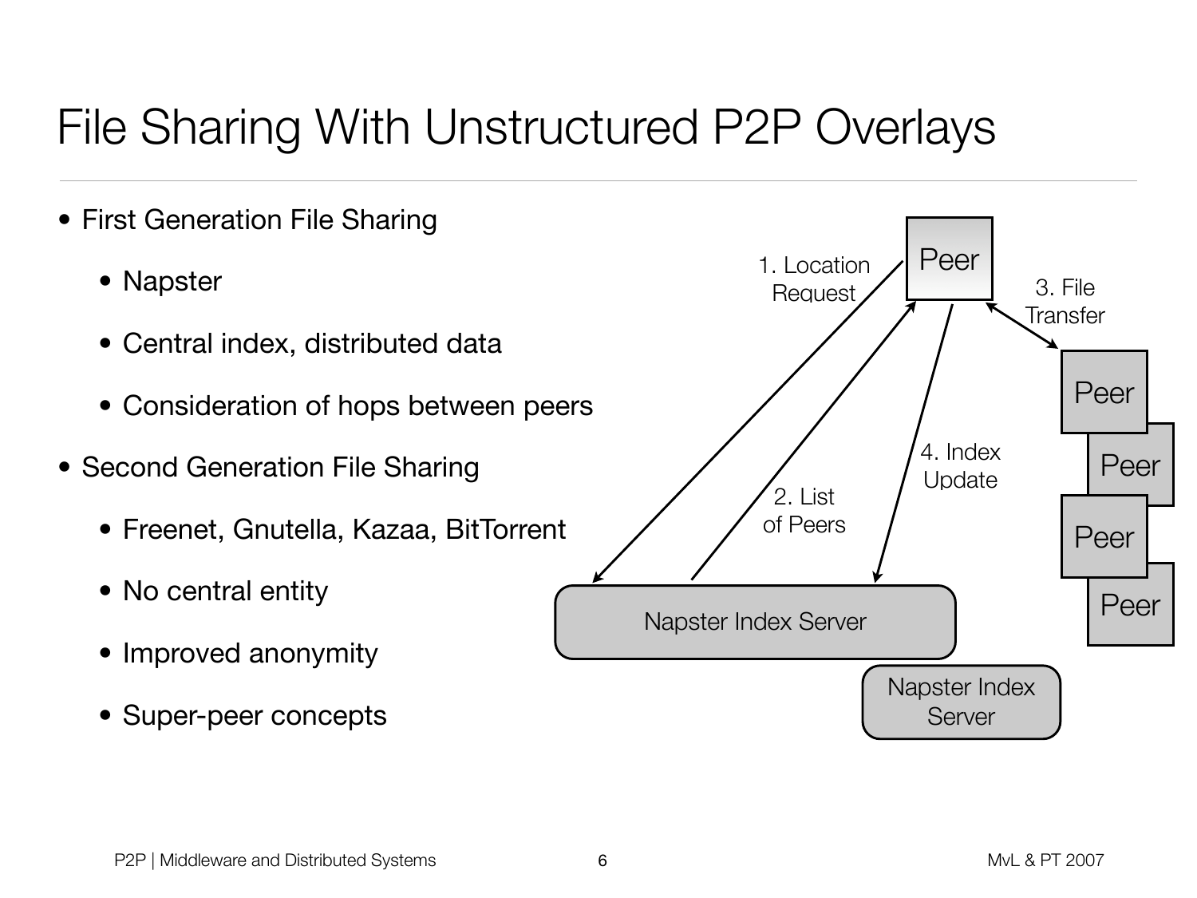# File Sharing With Unstructured P2P Overlays

- First Generation File Sharing
  - Napster
  - Central index, distributed data
  - Consideration of hops between peers
- Second Generation File Sharing
  - Freenet, Gnutella, Kazaa, BitTorrent
  - No central entity
  - Improved anonymity
  - Super-peer concepts

Peer

1. Location Request

2. List of Peers

3. File Transfer

4. Index Update

Peer

Peer

Peer

Peer

Napster Index Server

Napster Index Server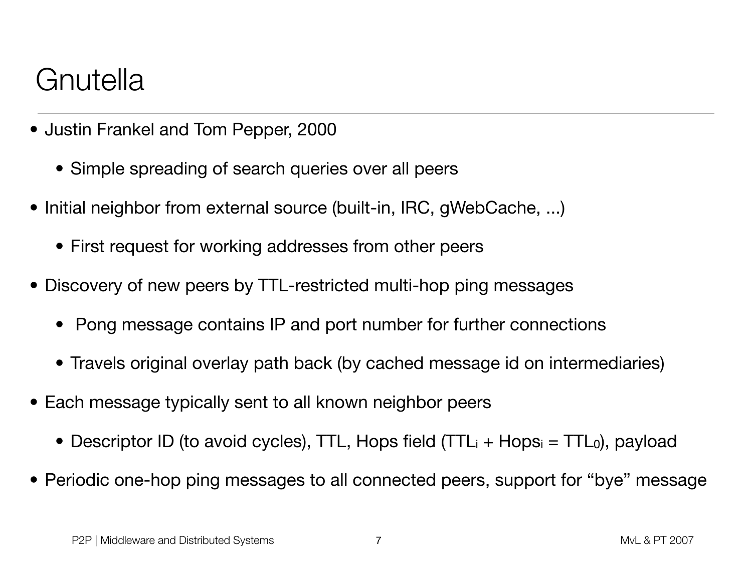# Gnutella

- Justin Frankel and Tom Pepper, 2000
  - Simple spreading of search queries over all peers
- Initial neighbor from external source (built-in, IRC, gWebCache, ...)
  - First request for working addresses from other peers
- Discovery of new peers by TTL-restricted multi-hop ping messages
  - Pong message contains IP and port number for further connections
  - Travels original overlay path back (by cached message id on intermediaries)
- Each message typically sent to all known neighbor peers
  - Descriptor ID (to avoid cycles), TTL, Hops field ($TTL_i + Hops_i = TTL_0$), payload
- Periodic one-hop ping messages to all connected peers, support for "bye" message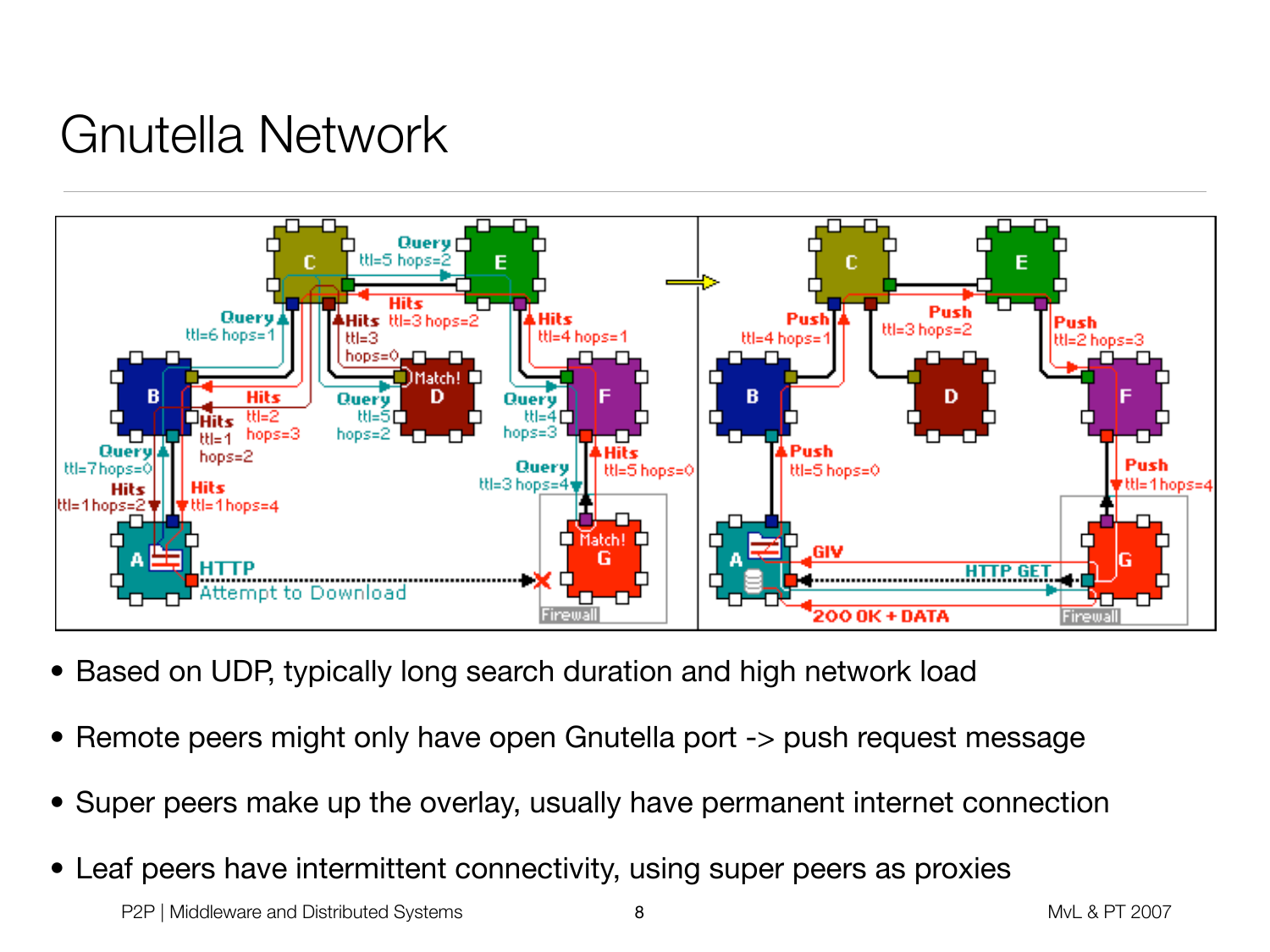# Gnutella Network

- Based on UDP, typically long search duration and high network load
- Remote peers might only have open Gnutella port -> push request message
- Super peers make up the overlay, usually have permanent internet connection
- Leaf peers have intermittent connectivity, using super peers as proxies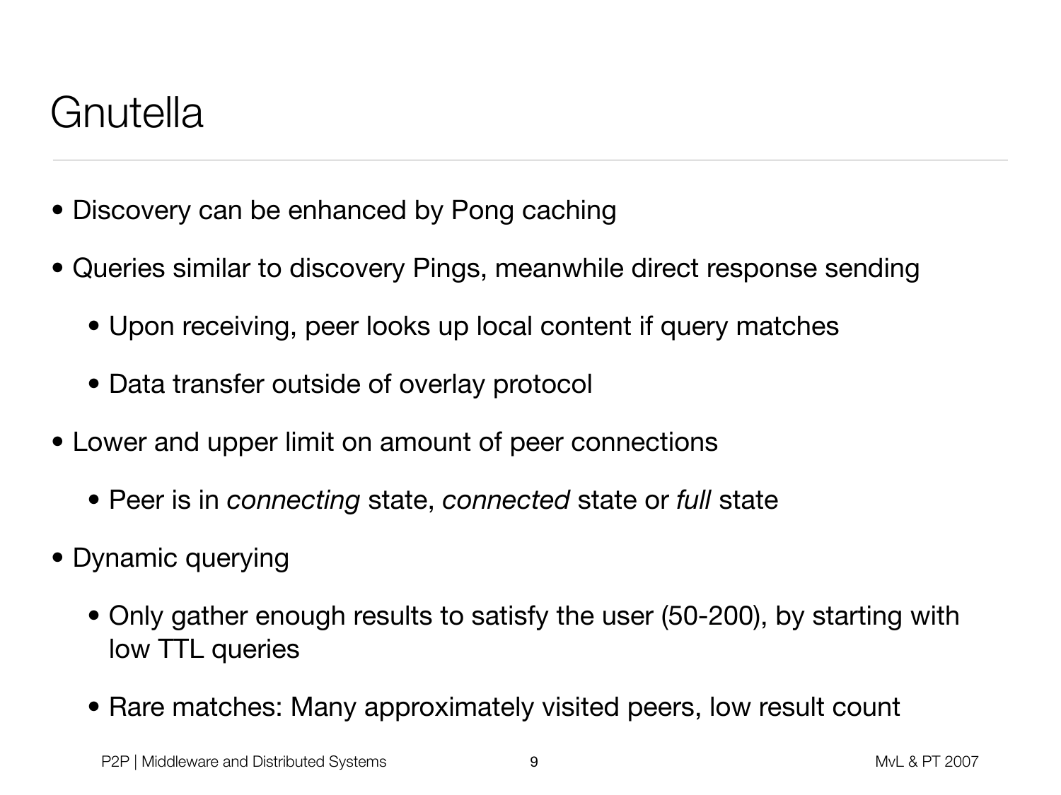# Gnutella

- Discovery can be enhanced by Pong caching
- Queries similar to discovery Pings, meanwhile direct response sending
  - Upon receiving, peer looks up local content if query matches
  - Data transfer outside of overlay protocol
- Lower and upper limit on amount of peer connections
  - Peer is in *connecting* state, *connected* state or *full* state
- Dynamic querying
  - Only gather enough results to satisfy the user (50-200), by starting with low TTL queries
  - Rare matches: Many approximately visited peers, low result count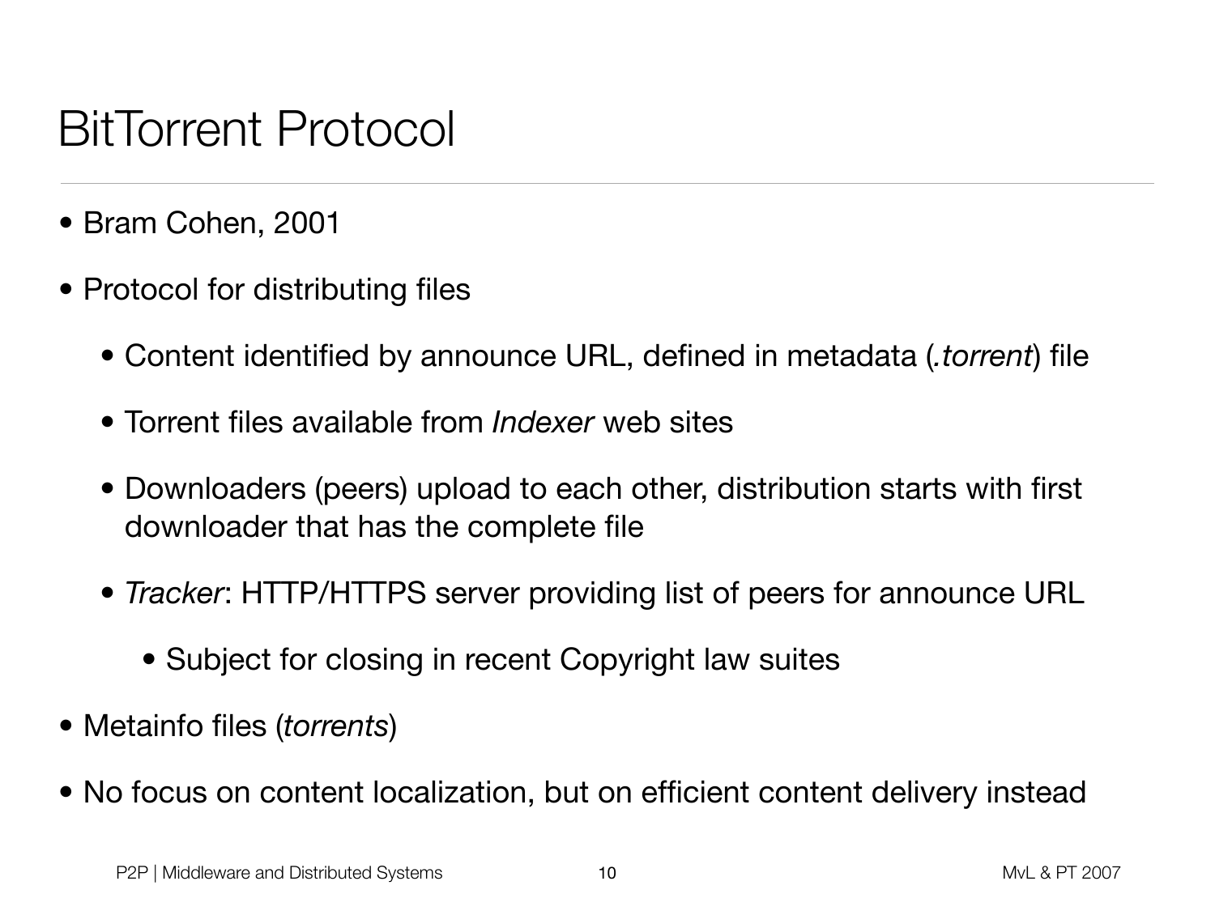# BitTorrent Protocol

- Bram Cohen, 2001
- Protocol for distributing files
  - Content identified by announce URL, defined in metadata (*.torrent*) file
  - Torrent files available from *Indexer* web sites
  - Downloaders (peers) upload to each other, distribution starts with first downloader that has the complete file
  - *Tracker*: HTTP/HTTPS server providing list of peers for announce URL
    - Subject for closing in recent Copyright law suites
- Metainfo files (*torrents*)
- No focus on content localization, but on efficient content delivery instead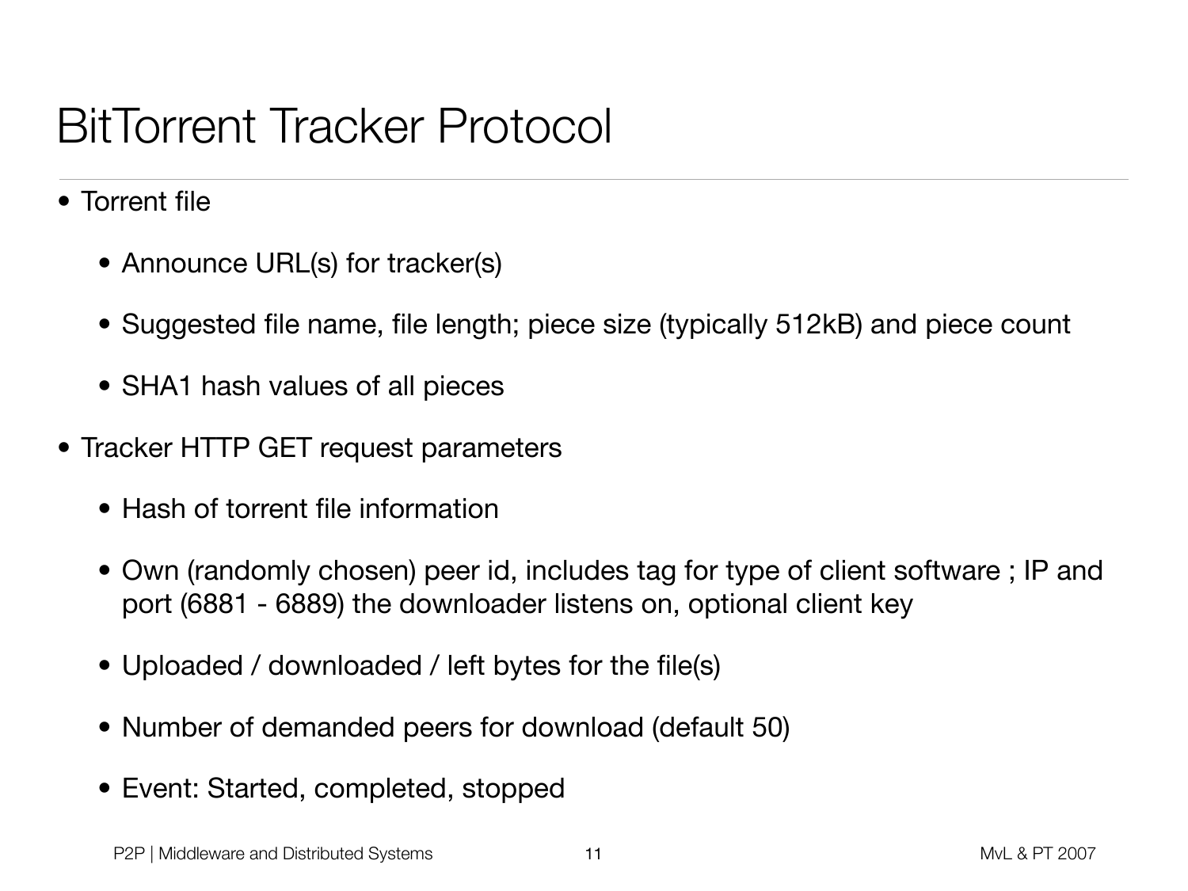# BitTorrent Tracker Protocol

- Torrent file
  - Announce URL(s) for tracker(s)
  - Suggested file name, file length; piece size (typically 512kB) and piece count
  - SHA1 hash values of all pieces
- Tracker HTTP GET request parameters
  - Hash of torrent file information
  - Own (randomly chosen) peer id, includes tag for type of client software ; IP and port (6881 - 6889) the downloader listens on, optional client key
  - Uploaded / downloaded / left bytes for the file(s)
  - Number of demanded peers for download (default 50)
  - Event: Started, completed, stopped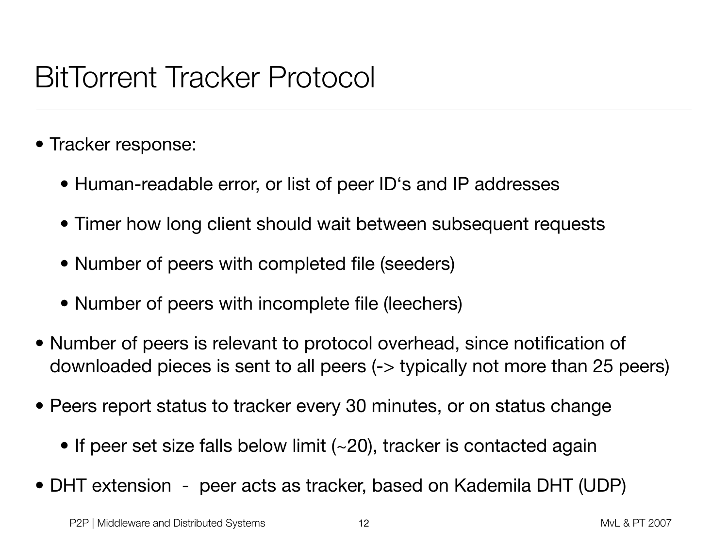# BitTorrent Tracker Protocol

- Tracker response:
  - Human-readable error, or list of peer ID‘s and IP addresses
  - Timer how long client should wait between subsequent requests
  - Number of peers with completed file (seeders)
  - Number of peers with incomplete file (leechers)
- Number of peers is relevant to protocol overhead, since notification of downloaded pieces is sent to all peers (-> typically not more than 25 peers)
- Peers report status to tracker every 30 minutes, or on status change
  - If peer set size falls below limit (~20), tracker is contacted again
- DHT extension - peer acts as tracker, based on Kademila DHT (UDP)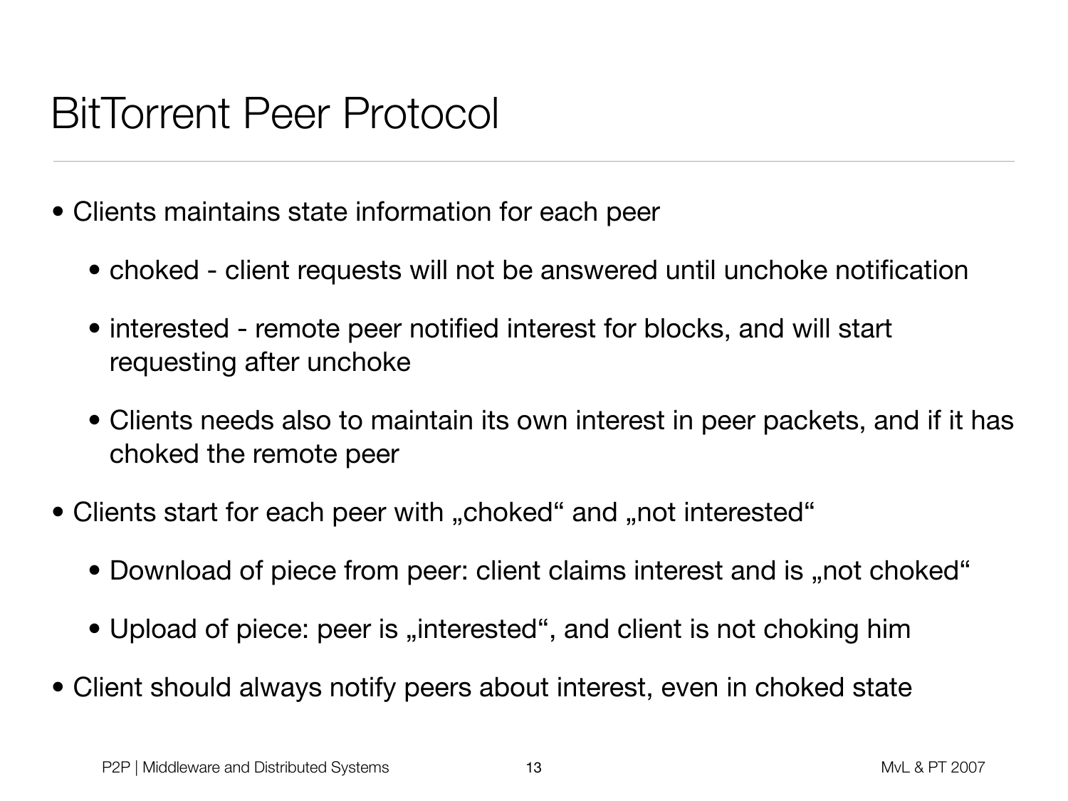# BitTorrent Peer Protocol

- Clients maintains state information for each peer
  - choked - client requests will not be answered until unchoke notification
  - interested - remote peer notified interest for blocks, and will start requesting after unchoke
  - Clients needs also to maintain its own interest in peer packets, and if it has choked the remote peer
- Clients start for each peer with „choked“ and „not interested“
  - Download of piece from peer: client claims interest and is „not choked“
  - Upload of piece: peer is „interested“, and client is not choking him
- Client should always notify peers about interest, even in choked state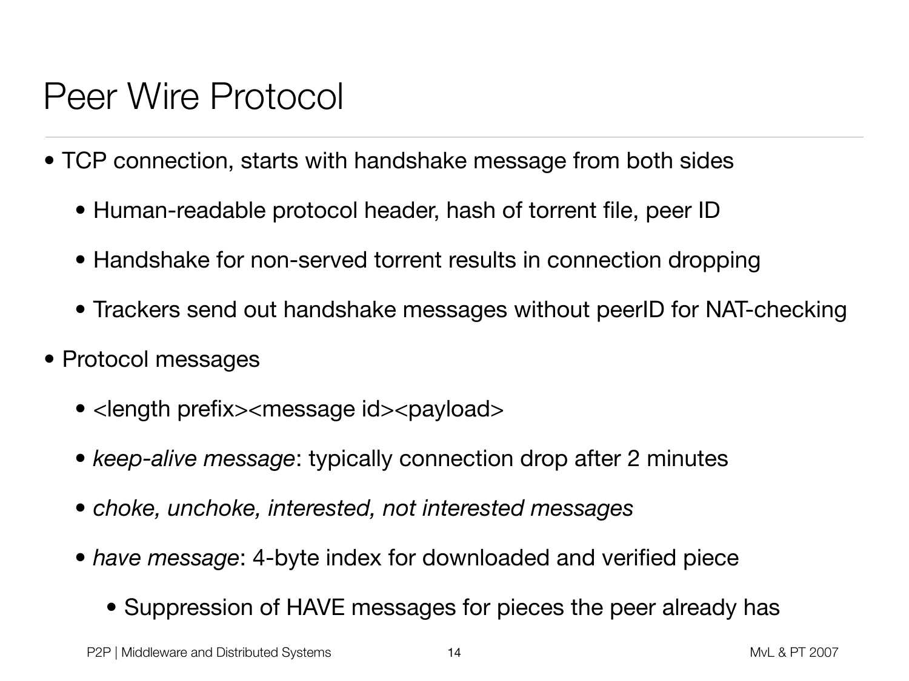# Peer Wire Protocol

- TCP connection, starts with handshake message from both sides
  - Human-readable protocol header, hash of torrent file, peer ID
  - Handshake for non-served torrent results in connection dropping
  - Trackers send out handshake messages without peerID for NAT-checking
- Protocol messages
  - <length prefix><message id><payload>
  - *keep-alive message*: typically connection drop after 2 minutes
  - *choke, unchoke, interested, not interested messages*
  - *have message*: 4-byte index for downloaded and verified piece
    - Suppression of HAVE messages for pieces the peer already has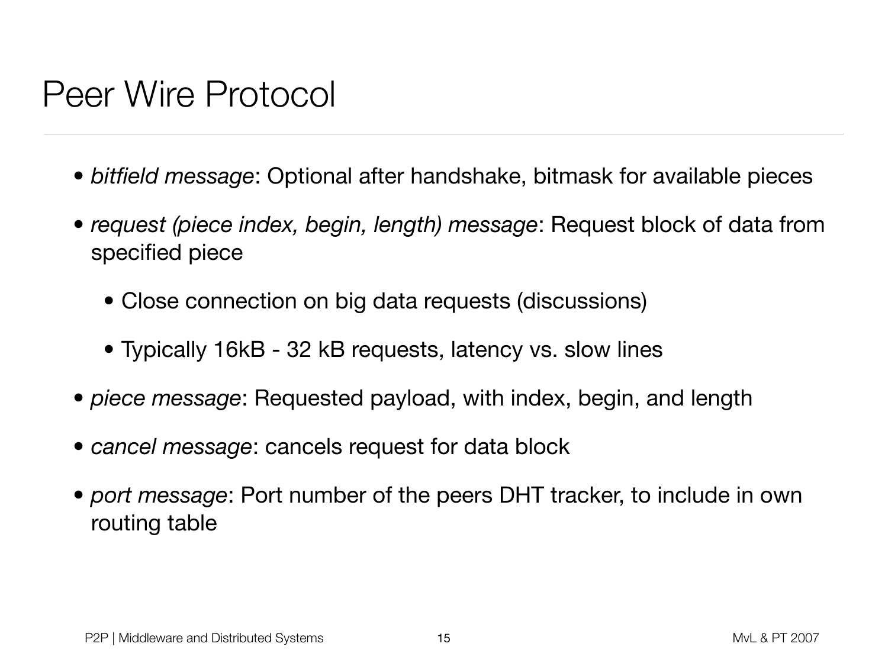# Peer Wire Protocol

- *bitfield message*: Optional after handshake, bitmask for available pieces
- *request (piece index, begin, length) message*: Request block of data from specified piece
  - Close connection on big data requests (discussions)
  - Typically 16kB - 32 kB requests, latency vs. slow lines
- *piece message*: Requested payload, with index, begin, and length
- *cancel message*: cancels request for data block
- *port message*: Port number of the peers DHT tracker, to include in own routing table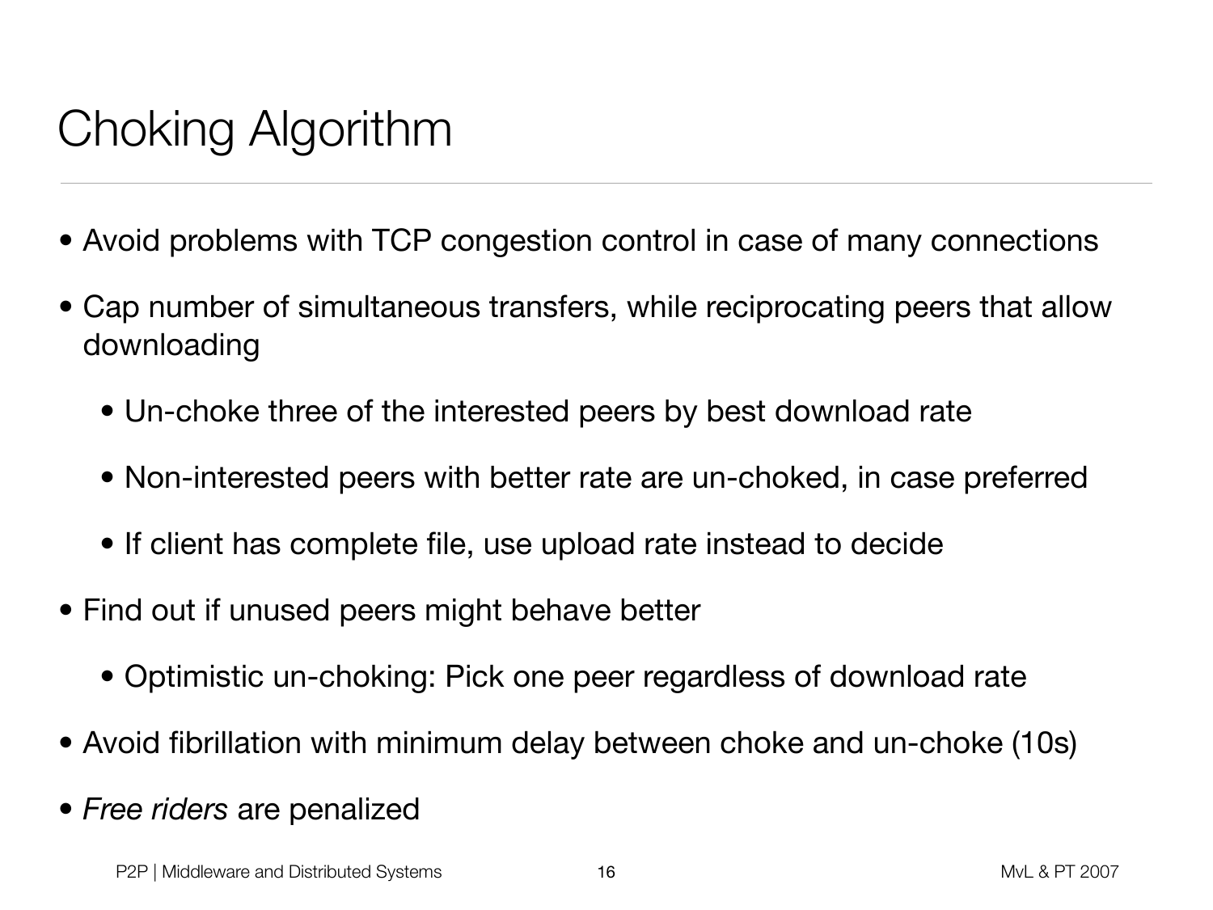# Choking Algorithm

- Avoid problems with TCP congestion control in case of many connections
- Cap number of simultaneous transfers, while reciprocating peers that allow downloading
  - Un-choke three of the interested peers by best download rate
  - Non-interested peers with better rate are un-choked, in case preferred
  - If client has complete file, use upload rate instead to decide
- Find out if unused peers might behave better
  - Optimistic un-choking: Pick one peer regardless of download rate
- Avoid fibrillation with minimum delay between choke and un-choke (10s)
- *Free riders* are penalized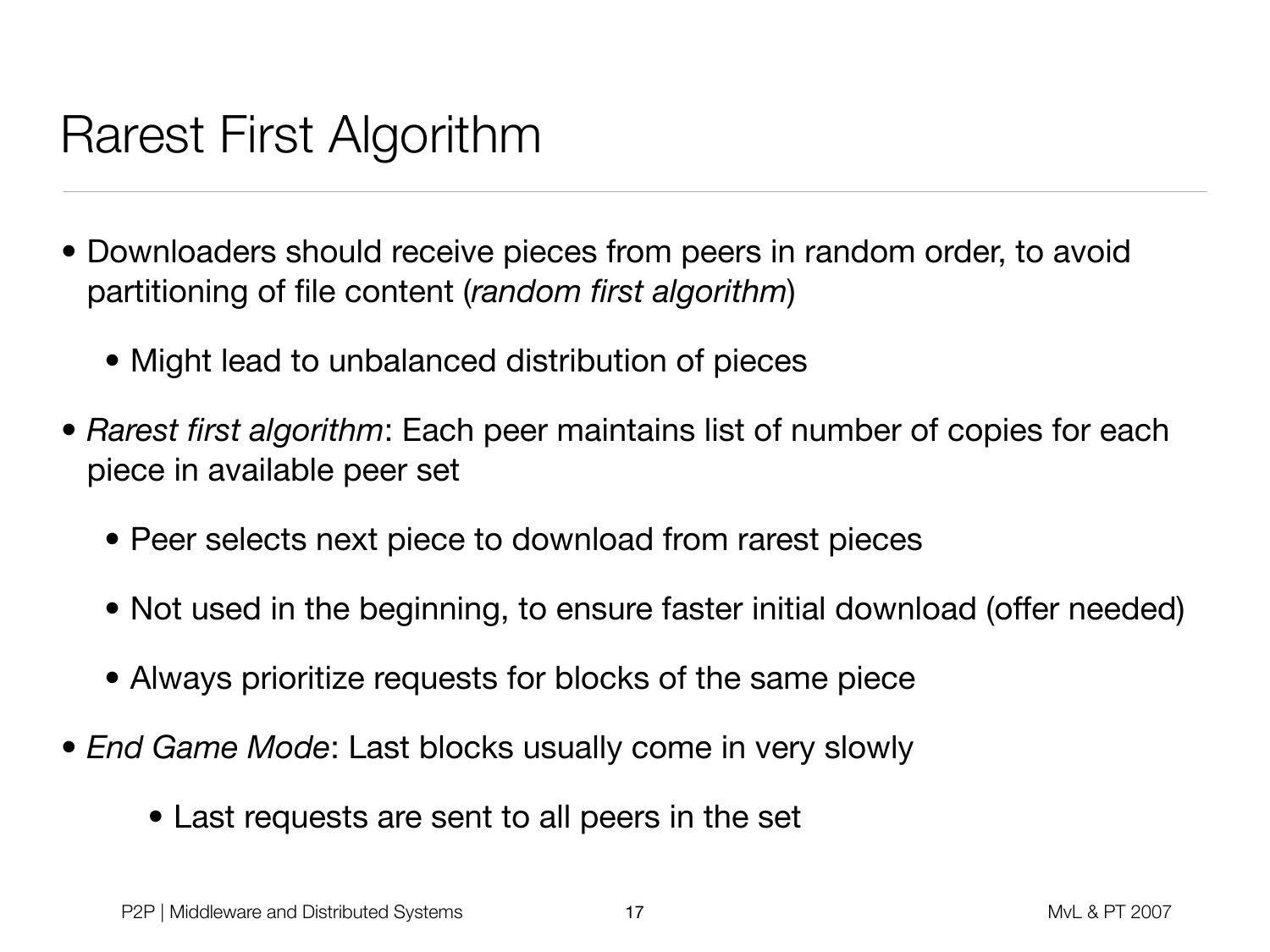# Rarest First Algorithm

- Downloaders should receive pieces from peers in random order, to avoid partitioning of file content (*random first algorithm*)
  - Might lead to unbalanced distribution of pieces
- *Rarest first algorithm*: Each peer maintains list of number of copies for each piece in available peer set
  - Peer selects next piece to download from rarest pieces
  - Not used in the beginning, to ensure faster initial download (offer needed)
  - Always prioritize requests for blocks of the same piece
- *End Game Mode*: Last blocks usually come in very slowly
  - Last requests are sent to all peers in the set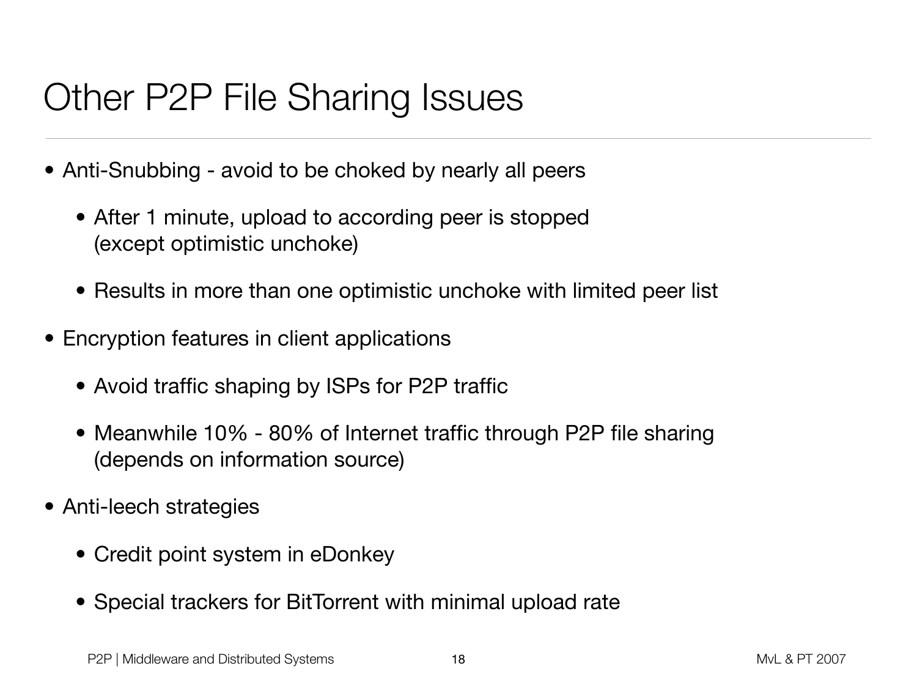# Other P2P File Sharing Issues

- Anti-Snubbing - avoid to be choked by nearly all peers
  - After 1 minute, upload to according peer is stopped (except optimistic unchoke)
  - Results in more than one optimistic unchoke with limited peer list
- Encryption features in client applications
  - Avoid traffic shaping by ISPs for P2P traffic
  - Meanwhile 10% - 80% of Internet traffic through P2P file sharing (depends on information source)
- Anti-leech strategies
  - Credit point system in eDonkey
  - Special trackers for BitTorrent with minimal upload rate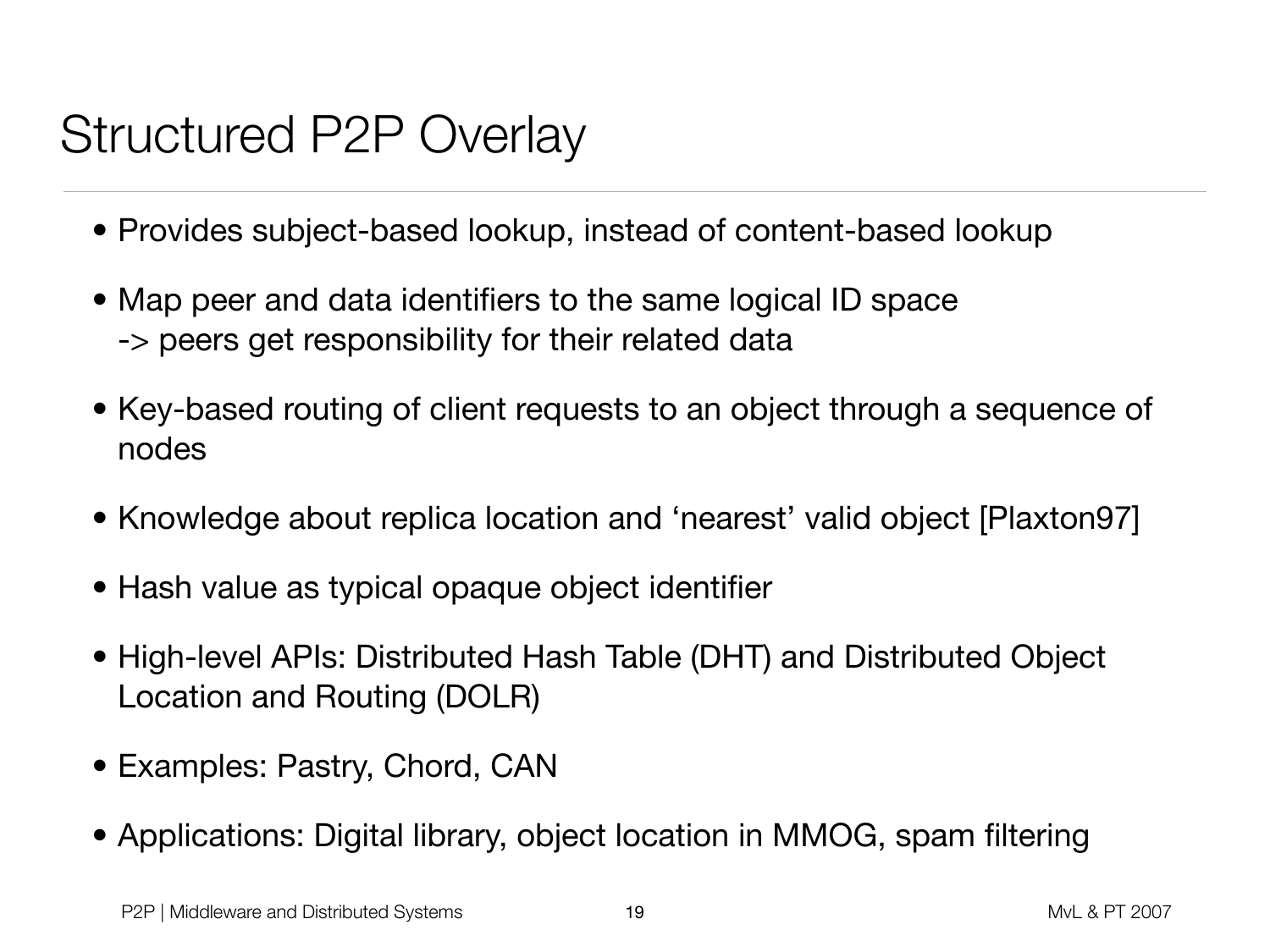# Structured P2P Overlay

- Provides subject-based lookup, instead of content-based lookup
- Map peer and data identifiers to the same logical ID space
  -> peers get responsibility for their related data
- Key-based routing of client requests to an object through a sequence of nodes
- Knowledge about replica location and 'nearest' valid object [Plaxton97]
- Hash value as typical opaque object identifier
- High-level APIs: Distributed Hash Table (DHT) and Distributed Object Location and Routing (DOLR)
- Examples: Pastry, Chord, CAN
- Applications: Digital library, object location in MMOG, spam filtering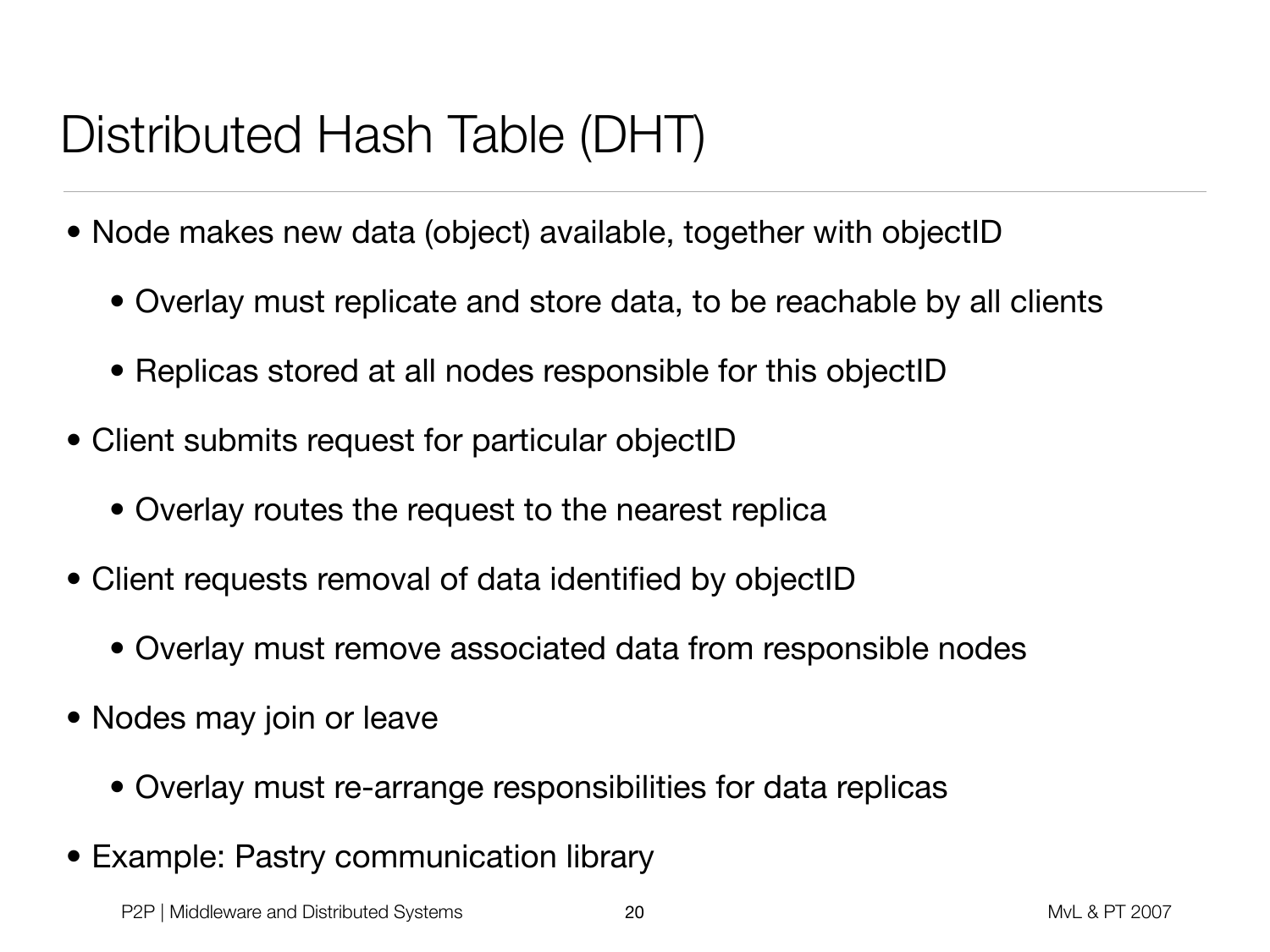# Distributed Hash Table (DHT)

- Node makes new data (object) available, together with objectID
  - Overlay must replicate and store data, to be reachable by all clients
  - Replicas stored at all nodes responsible for this objectID
- Client submits request for particular objectID
  - Overlay routes the request to the nearest replica
- Client requests removal of data identified by objectID
  - Overlay must remove associated data from responsible nodes
- Nodes may join or leave
  - Overlay must re-arrange responsibilities for data replicas
- Example: Pastry communication library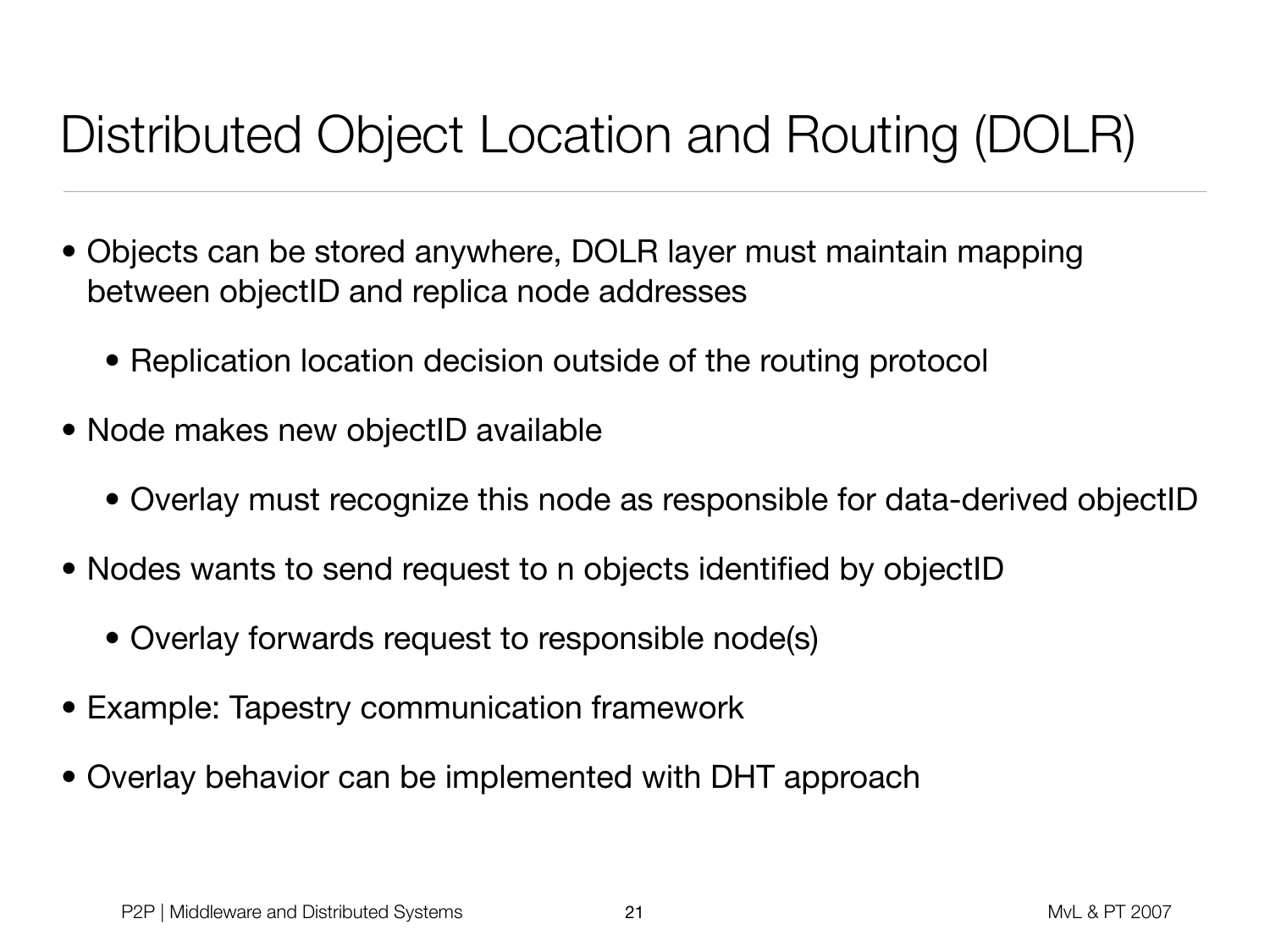# Distributed Object Location and Routing (DOLR)

- Objects can be stored anywhere, DOLR layer must maintain mapping between objectID and replica node addresses
  - Replication location decision outside of the routing protocol
- Node makes new objectID available
  - Overlay must recognize this node as responsible for data-derived objectID
- Nodes wants to send request to n objects identified by objectID
  - Overlay forwards request to responsible node(s)
- Example: Tapestry communication framework
- Overlay behavior can be implemented with DHT approach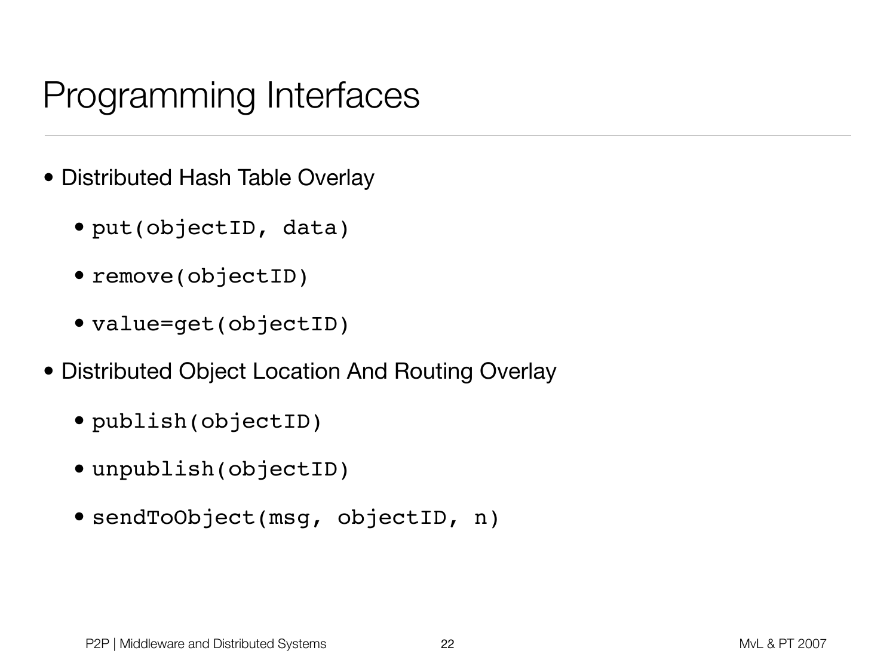# Programming Interfaces

- Distributed Hash Table Overlay
  - `put(objectID, data)`
  - `remove(objectID)`
  - `value=get(objectID)`
- Distributed Object Location And Routing Overlay
  - `publish(objectID)`
  - `unpublish(objectID)`
  - `sendToObject(msg, objectID, n)`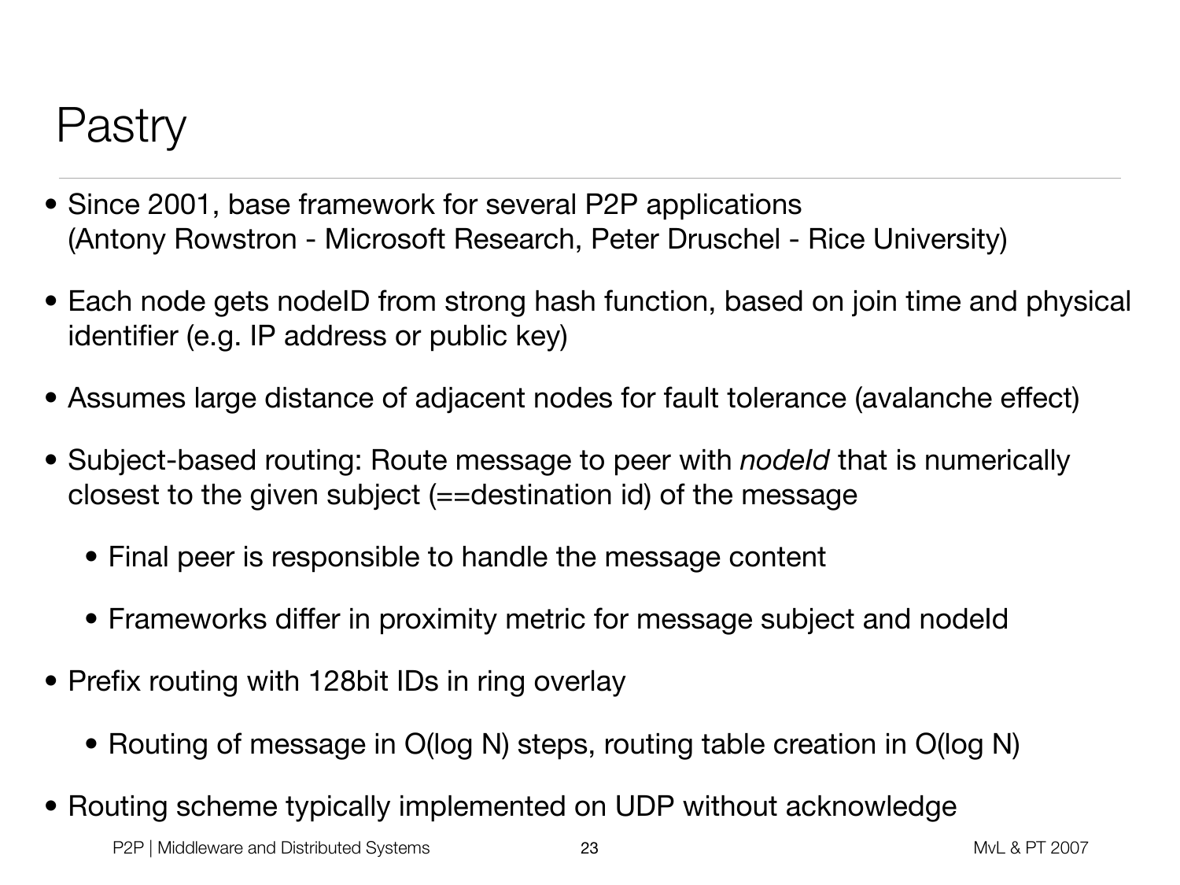# Pastry

- Since 2001, base framework for several P2P applications
  (Antony Rowstron - Microsoft Research, Peter Druschel - Rice University)
- Each node gets nodeID from strong hash function, based on join time and physical identifier (e.g. IP address or public key)
- Assumes large distance of adjacent nodes for fault tolerance (avalanche effect)
- Subject-based routing: Route message to peer with *nodeId* that is numerically closest to the given subject (==destination id) of the message
  - Final peer is responsible to handle the message content
  - Frameworks differ in proximity metric for message subject and nodeId
- Prefix routing with 128bit IDs in ring overlay
  - Routing of message in $O(\log N)$ steps, routing table creation in $O(\log N)$
- Routing scheme typically implemented on UDP without acknowledge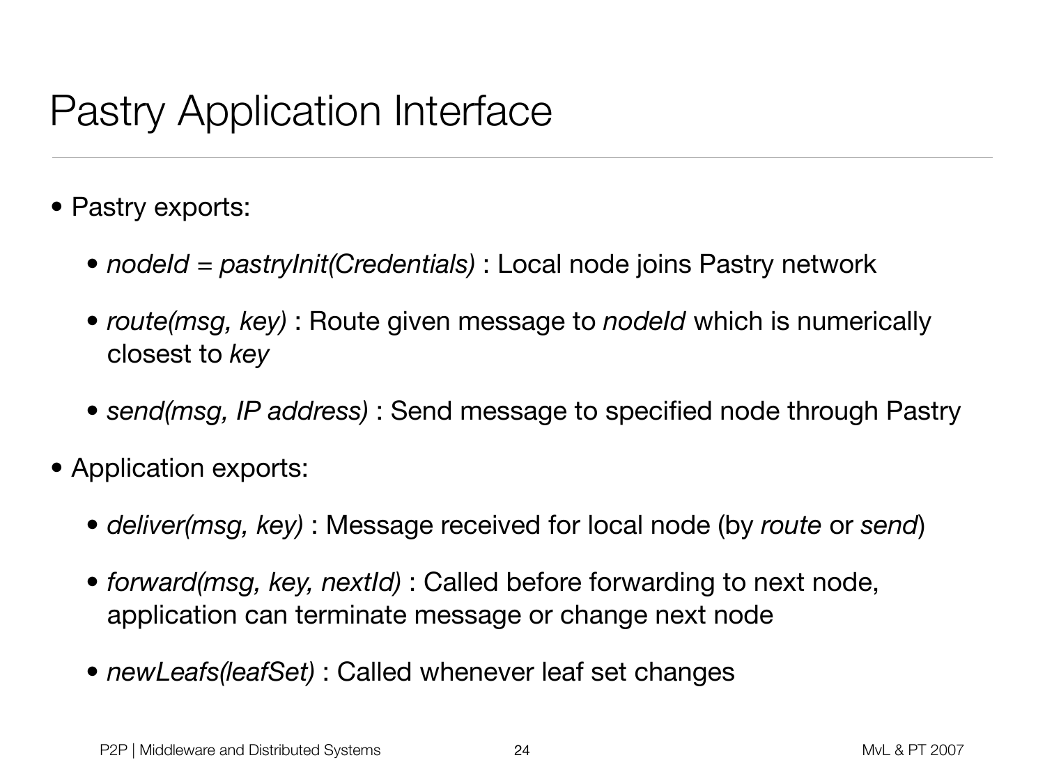# Pastry Application Interface

- Pastry exports:
  - *nodeId = pastryInit(Credentials)* : Local node joins Pastry network
  - *route(msg, key)* : Route given message to *nodeId* which is numerically closest to *key*
  - *send(msg, IP address)* : Send message to specified node through Pastry
- Application exports:
  - *deliver(msg, key)* : Message received for local node (by *route* or *send*)
  - *forward(msg, key, nextId)* : Called before forwarding to next node, application can terminate message or change next node
  - *newLeafs(leafSet)* : Called whenever leaf set changes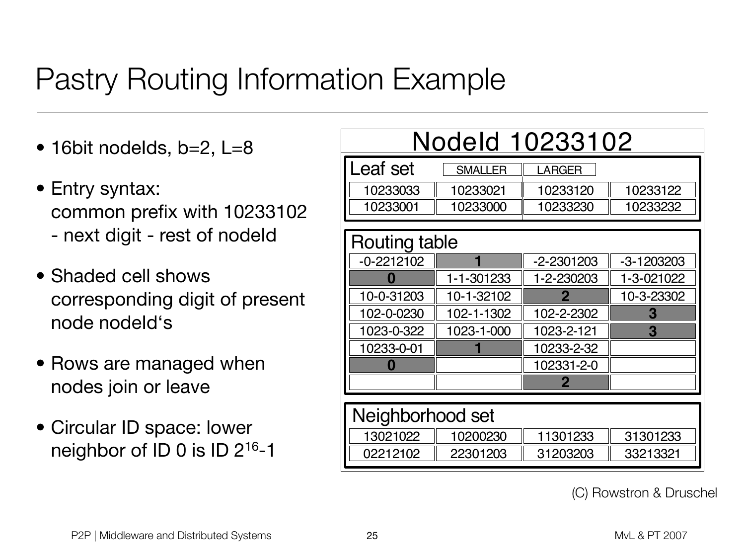# Pastry Routing Information Example

- 16bit nodeIds, b=2, L=8
- Entry syntax: common prefix with 10233102 - next digit - rest of nodeId
- Shaded cell shows corresponding digit of present node nodeId's
- Rows are managed when nodes join or leave
- Circular ID space: lower neighbor of ID 0 is ID $2^{16}$-1

**NodeId 10233102**

**Leaf set**

| SMALLER | | LARGER | |
|---|---|---|---|
| 10233033 | 10233021 | 10233120 | 10233122 |
| 10233001 | 10233000 | 10233230 | 10233232 |

**Routing table**

| | | | |
|---|---|---|---|
| -0-2212102 | **1** | -2-2301203 | -3-1203203 |
| **0** | 1-1-301233 | 1-2-230203 | 1-3-021022 |
| 10-0-31203 | 10-1-32102 | **2** | 10-3-23302 |
| 102-0-0230 | 102-1-1302 | 102-2-2302 | **3** |
| 1023-0-322 | 1023-1-000 | 1023-2-121 | **3** |
| 10233-0-01 | **1** | 10233-2-32 | |
| **0** | | 102331-2-0 | |
| | | **2** | |

**Neighborhood set**

| | | | |
|---|---|---|---|
| 13021022 | 10200230 | 11301233 | 31301233 |
| 02212102 | 22301203 | 31203203 | 33213321 |

(C) Rowstron & Druschel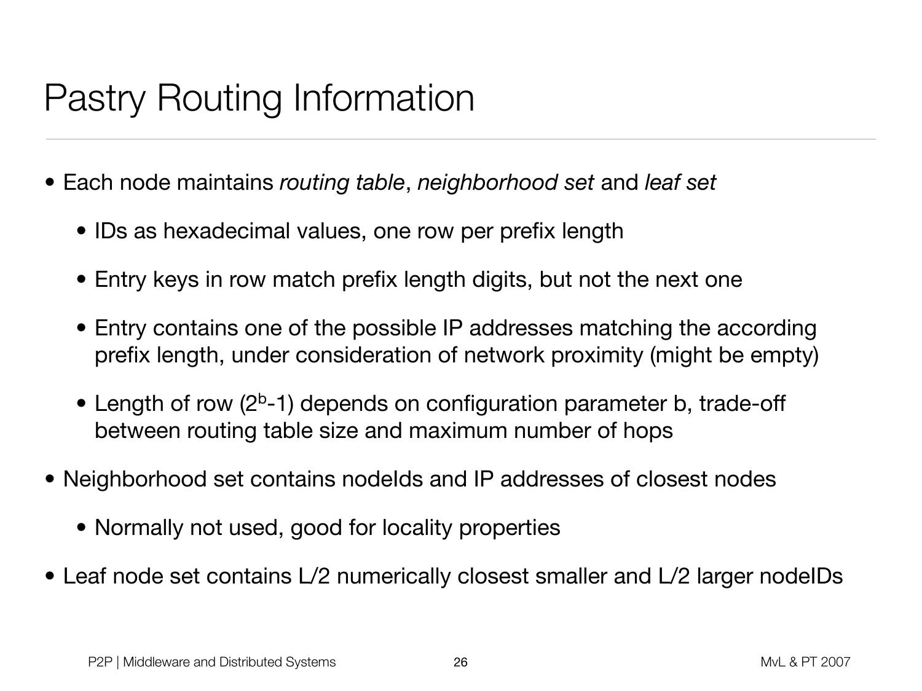# Pastry Routing Information

- Each node maintains *routing table*, *neighborhood set* and *leaf set*
  - IDs as hexadecimal values, one row per prefix length
  - Entry keys in row match prefix length digits, but not the next one
  - Entry contains one of the possible IP addresses matching the according prefix length, under consideration of network proximity (might be empty)
  - Length of row ($2^b$-1) depends on configuration parameter b, trade-off between routing table size and maximum number of hops
- Neighborhood set contains nodeIds and IP addresses of closest nodes
  - Normally not used, good for locality properties
- Leaf node set contains L/2 numerically closest smaller and L/2 larger nodeIDs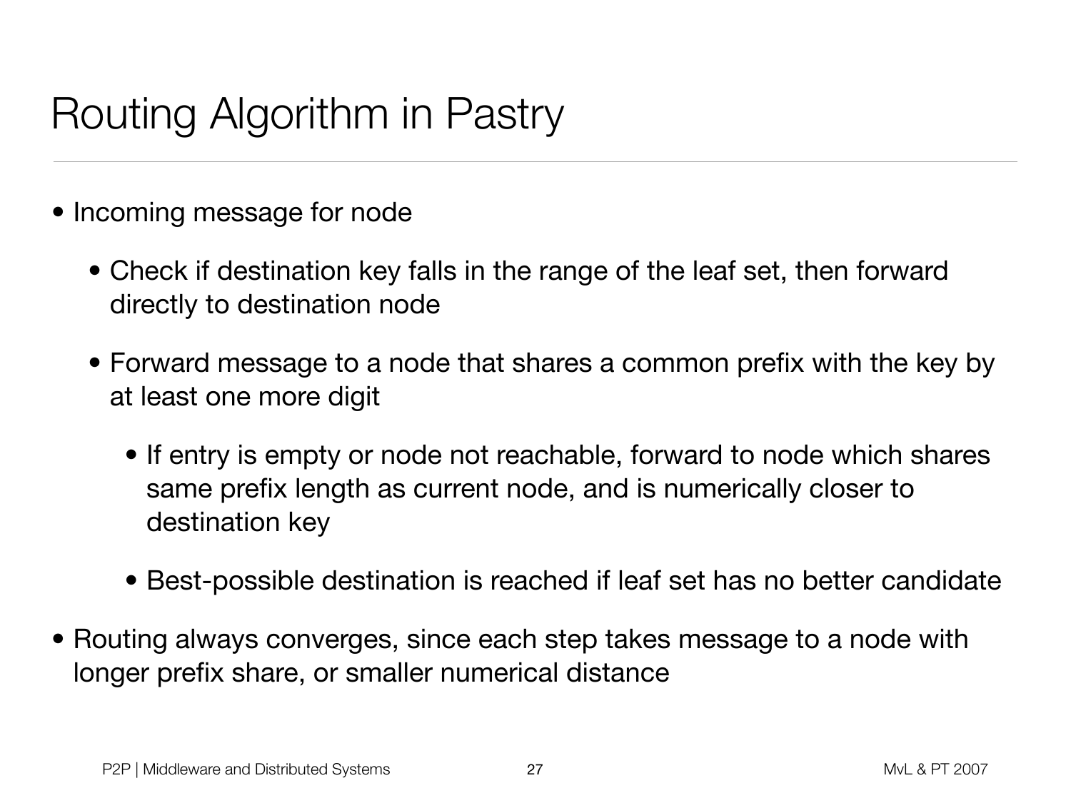# Routing Algorithm in Pastry

- Incoming message for node
  - Check if destination key falls in the range of the leaf set, then forward directly to destination node
  - Forward message to a node that shares a common prefix with the key by at least one more digit
    - If entry is empty or node not reachable, forward to node which shares same prefix length as current node, and is numerically closer to destination key
    - Best-possible destination is reached if leaf set has no better candidate
- Routing always converges, since each step takes message to a node with longer prefix share, or smaller numerical distance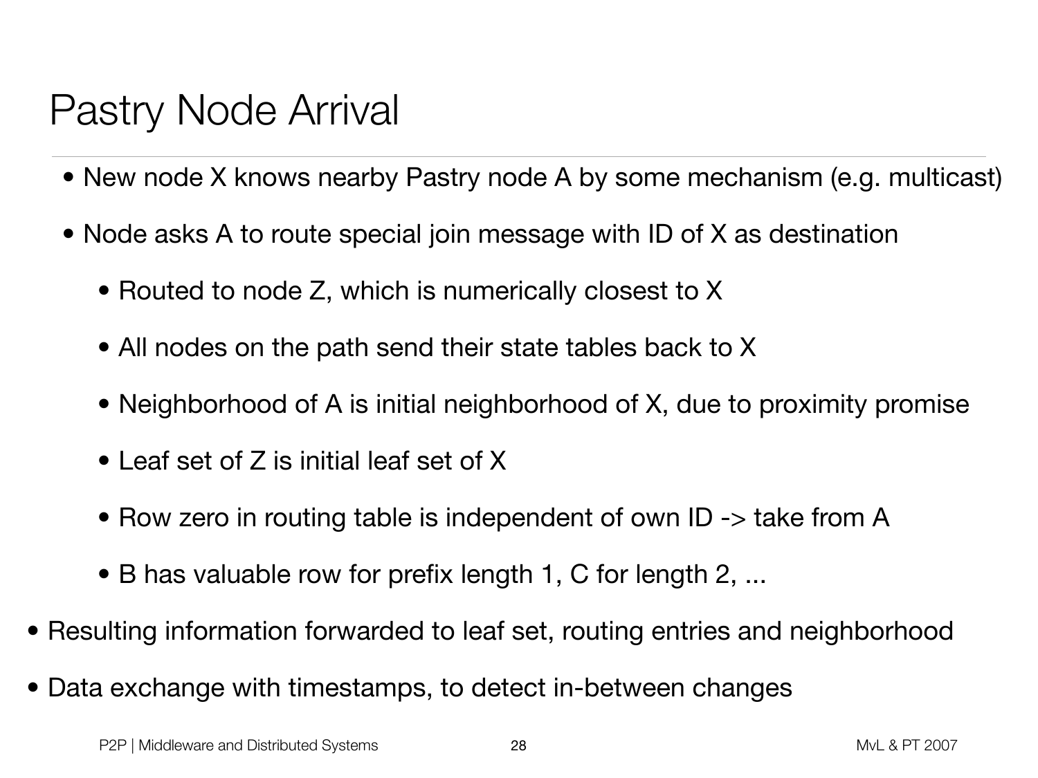# Pastry Node Arrival

- New node X knows nearby Pastry node A by some mechanism (e.g. multicast)
- Node asks A to route special join message with ID of X as destination
  - Routed to node Z, which is numerically closest to X
  - All nodes on the path send their state tables back to X
  - Neighborhood of A is initial neighborhood of X, due to proximity promise
  - Leaf set of Z is initial leaf set of X
  - Row zero in routing table is independent of own ID -> take from A
  - B has valuable row for prefix length 1, C for length 2, ...
- Resulting information forwarded to leaf set, routing entries and neighborhood
- Data exchange with timestamps, to detect in-between changes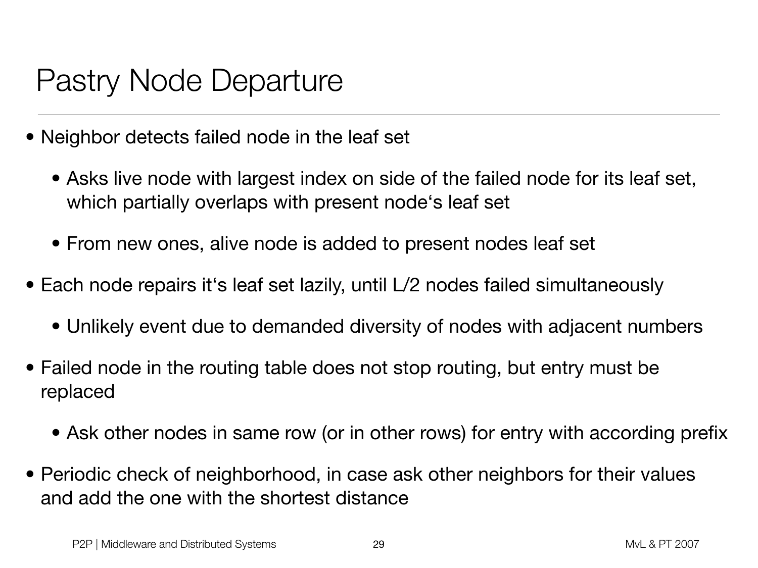# Pastry Node Departure

- Neighbor detects failed node in the leaf set
  - Asks live node with largest index on side of the failed node for its leaf set, which partially overlaps with present node‘s leaf set
  - From new ones, alive node is added to present nodes leaf set
- Each node repairs it‘s leaf set lazily, until L/2 nodes failed simultaneously
  - Unlikely event due to demanded diversity of nodes with adjacent numbers
- Failed node in the routing table does not stop routing, but entry must be replaced
  - Ask other nodes in same row (or in other rows) for entry with according prefix
- Periodic check of neighborhood, in case ask other neighbors for their values and add the one with the shortest distance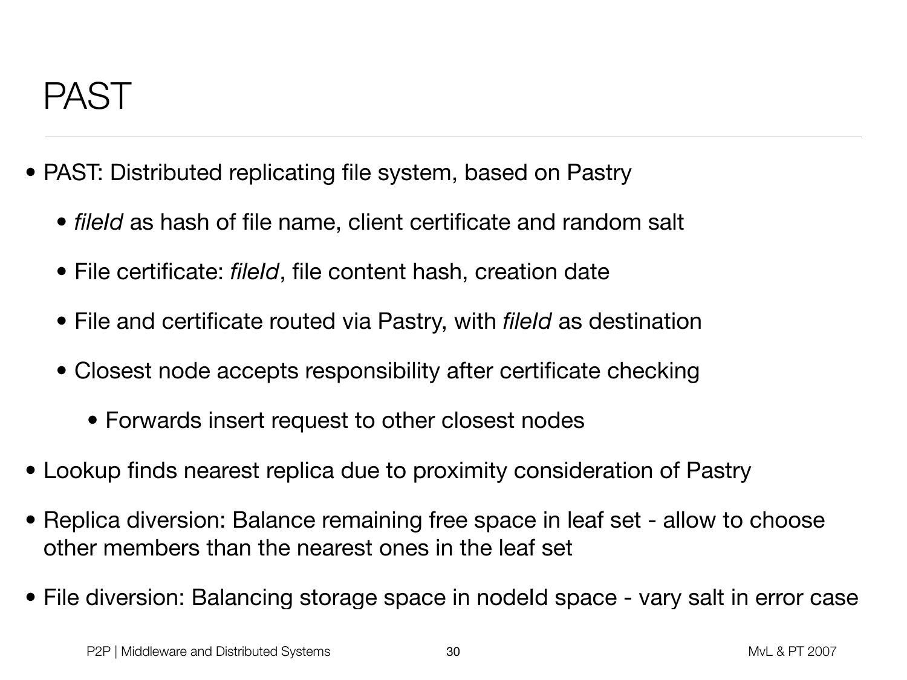# PAST

- PAST: Distributed replicating file system, based on Pastry
  - *fileId* as hash of file name, client certificate and random salt
  - File certificate: *fileId*, file content hash, creation date
  - File and certificate routed via Pastry, with *fileId* as destination
  - Closest node accepts responsibility after certificate checking
    - Forwards insert request to other closest nodes
- Lookup finds nearest replica due to proximity consideration of Pastry
- Replica diversion: Balance remaining free space in leaf set - allow to choose other members than the nearest ones in the leaf set
- File diversion: Balancing storage space in nodeId space - vary salt in error case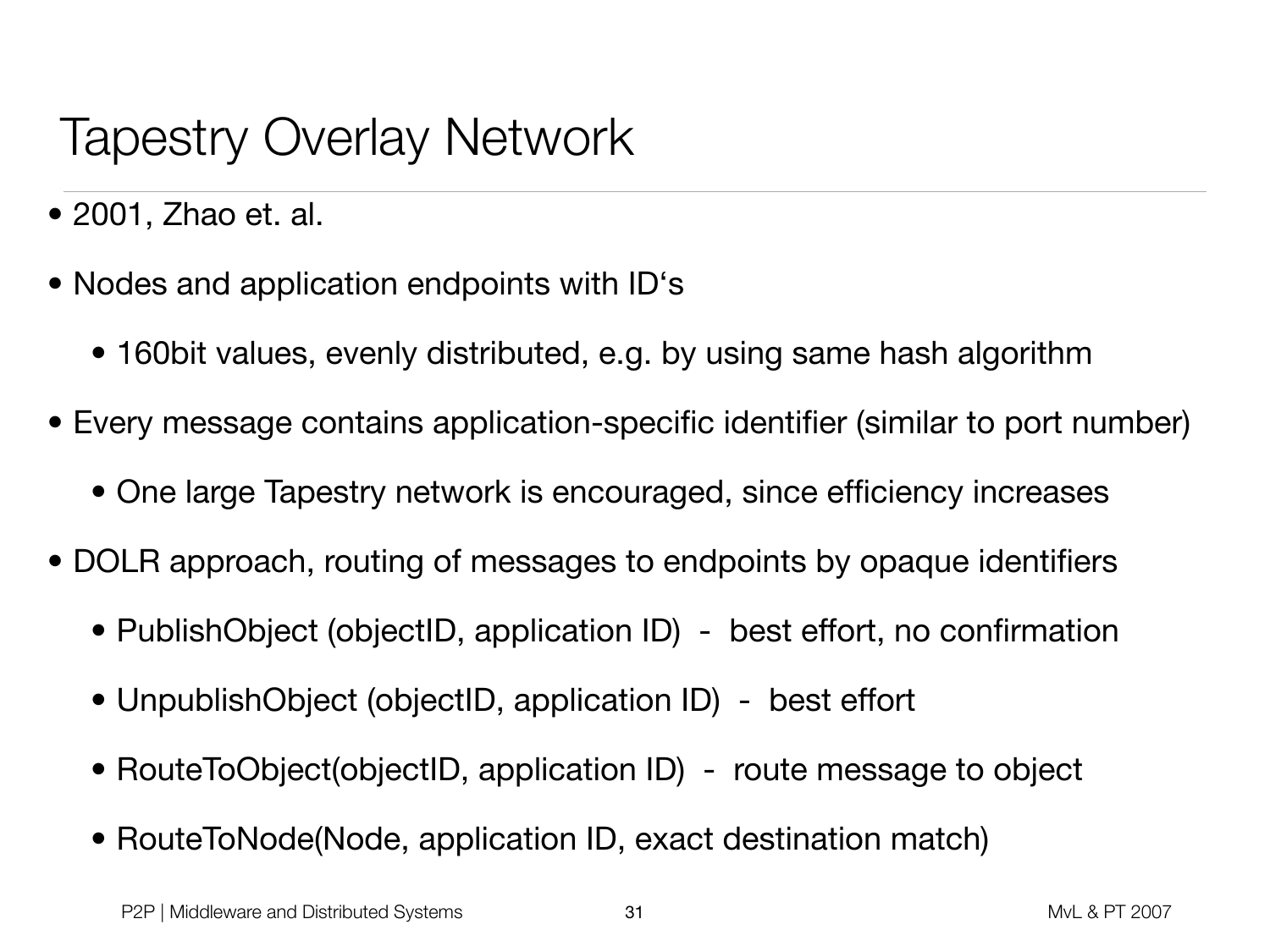# Tapestry Overlay Network

- 2001, Zhao et. al.
- Nodes and application endpoints with ID‘s
  - 160bit values, evenly distributed, e.g. by using same hash algorithm
- Every message contains application-specific identifier (similar to port number)
  - One large Tapestry network is encouraged, since efficiency increases
- DOLR approach, routing of messages to endpoints by opaque identifiers
  - PublishObject (objectID, application ID) - best effort, no confirmation
  - UnpublishObject (objectID, application ID) - best effort
  - RouteToObject(objectID, application ID) - route message to object
  - RouteToNode(Node, application ID, exact destination match)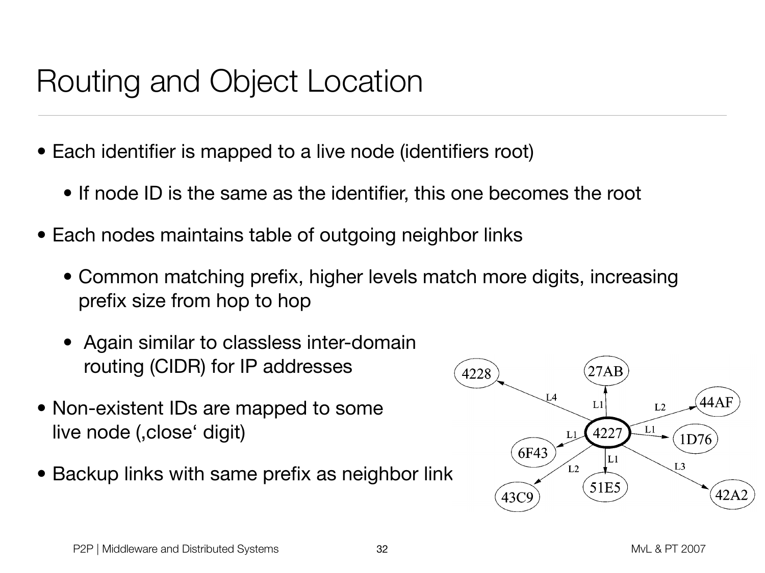# Routing and Object Location

- Each identifier is mapped to a live node (identifiers root)
  - If node ID is the same as the identifier, this one becomes the root
- Each nodes maintains table of outgoing neighbor links
  - Common matching prefix, higher levels match more digits, increasing prefix size from hop to hop
  - Again similar to classless inter-domain routing (CIDR) for IP addresses
- Non-existent IDs are mapped to some live node (‚close' digit)
- Backup links with same prefix as neighbor link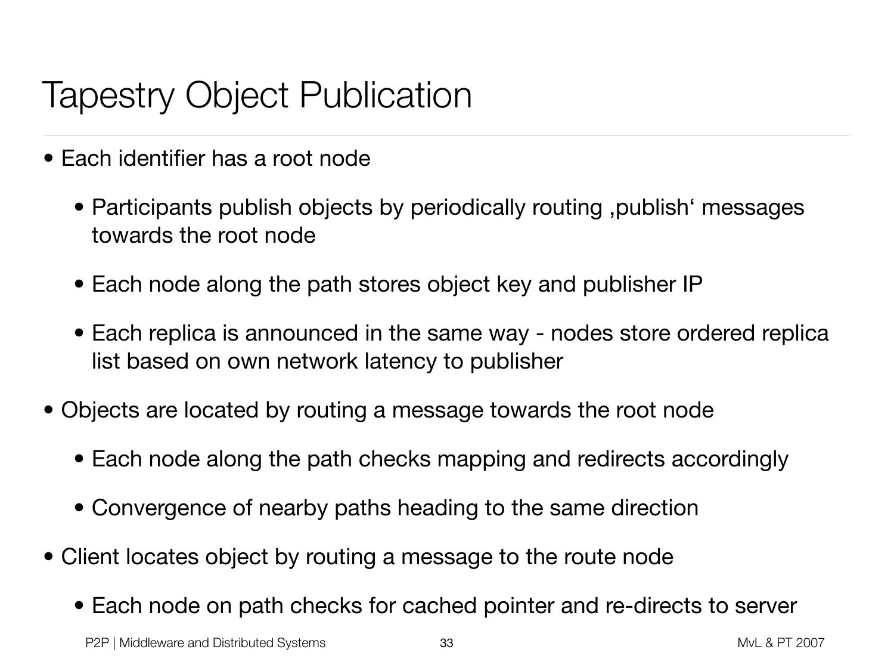# Tapestry Object Publication

- Each identifier has a root node
  - Participants publish objects by periodically routing ‚publish‘ messages towards the root node
  - Each node along the path stores object key and publisher IP
  - Each replica is announced in the same way - nodes store ordered replica list based on own network latency to publisher
- Objects are located by routing a message towards the root node
  - Each node along the path checks mapping and redirects accordingly
  - Convergence of nearby paths heading to the same direction
- Client locates object by routing a message to the route node
  - Each node on path checks for cached pointer and re-directs to server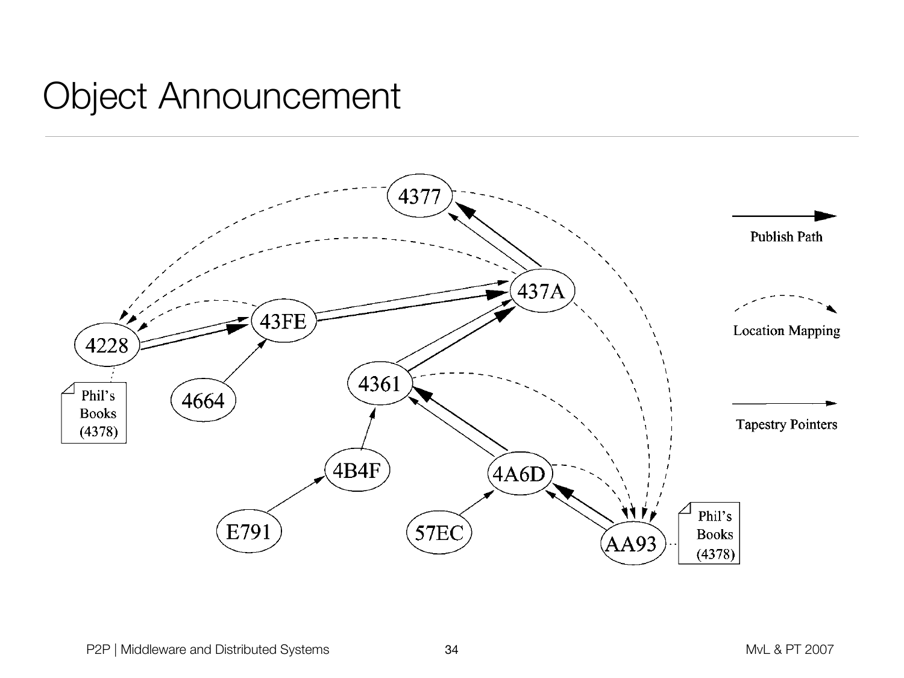# Object Announcement

Publish Path

Location Mapping

Tapestry Pointers

4377

437A

43FE

4228

4664

4361

4B4F

4A6D

E791

57EC

AA93

Phil's Books (4378)

Phil's Books (4378)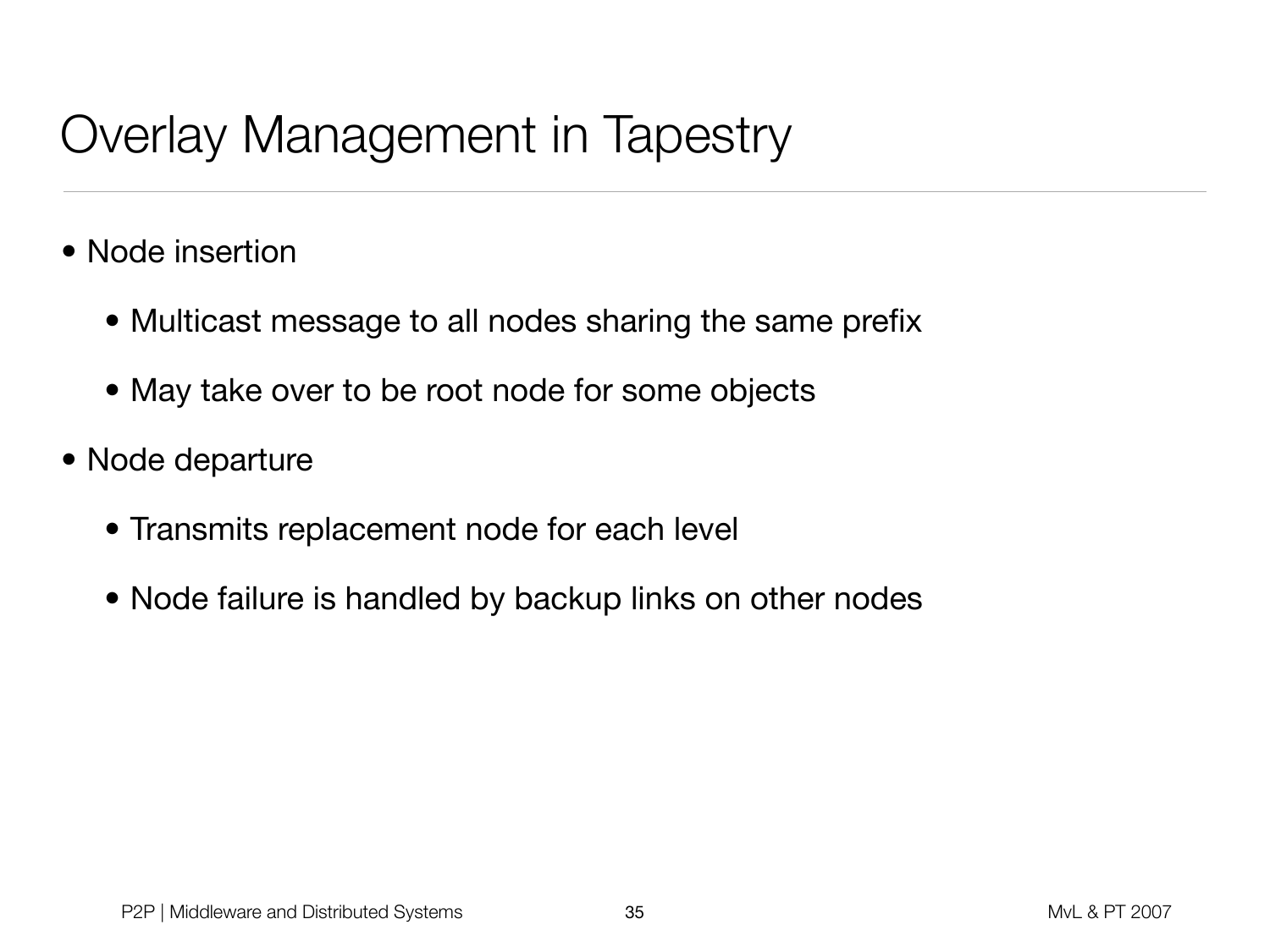# Overlay Management in Tapestry

- Node insertion
  - Multicast message to all nodes sharing the same prefix
  - May take over to be root node for some objects
- Node departure
  - Transmits replacement node for each level
  - Node failure is handled by backup links on other nodes